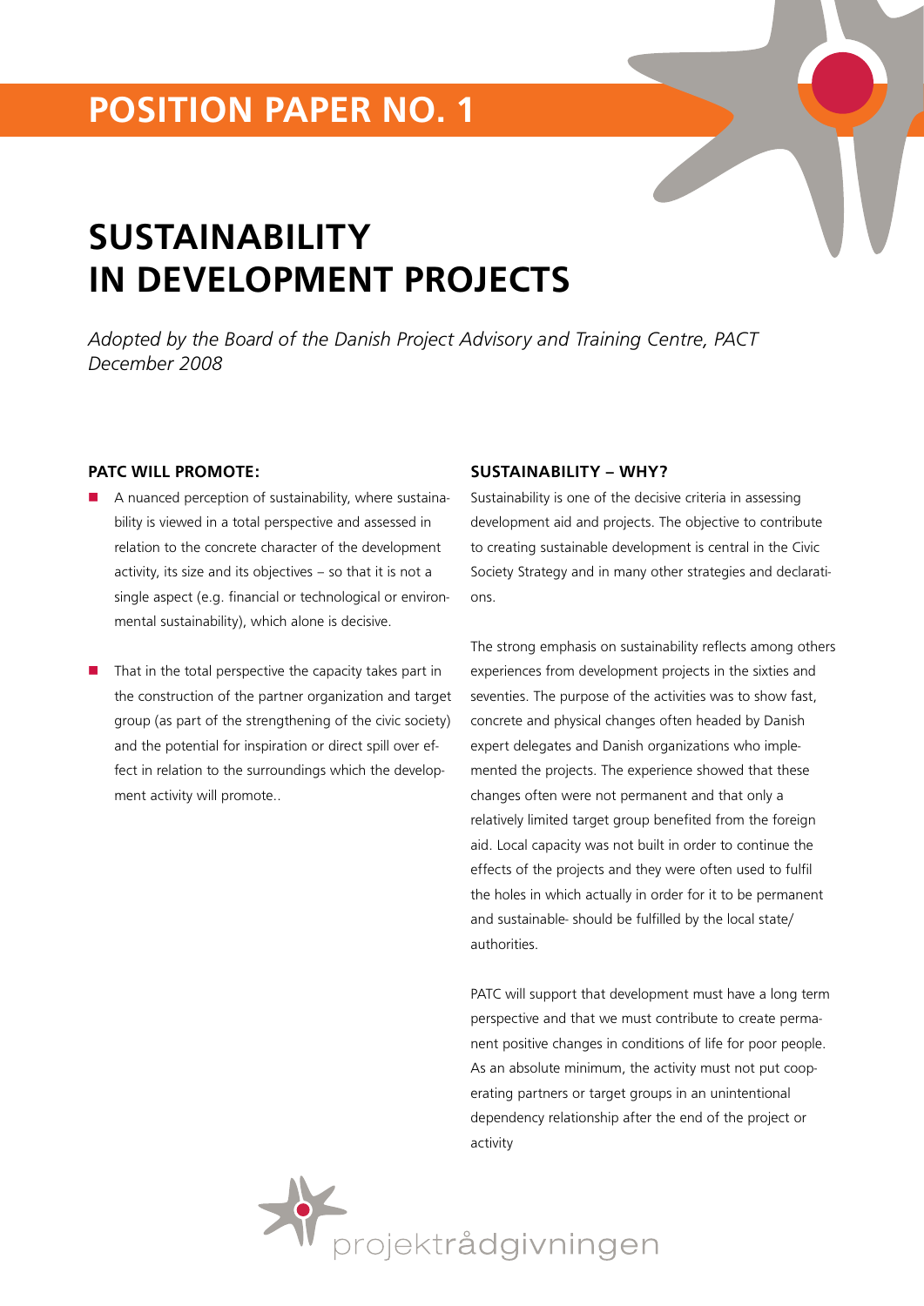# POSITION PAPER NO. 1

# SUSTAINABILITY IN DEVELOPMENT PROJECTS

*Adopted by the Board of the Danish Project Advisory and Training Centre, PACT December 2008*

### PATC WILL PROMOTE:

- A nuanced perception of sustainability, where sustainability is viewed in a total perspective and assessed in relation to the concrete character of the development activity, its size and its objectives – so that it is not a single aspect (e.g. financial or technological or environmental sustainability), which alone is decisive.

- That in the total perspective the capacity takes part in the construction of the partner organization and target group (as part of the strengthening of the civic society) and the potential for inspiration or direct spill over effect in relation to the surroundings which the development activity will promote..

### SUSTAINABILITY – WHY?

Sustainability is one of the decisive criteria in assessing development aid and projects. The objective to contribute to creating sustainable development is central in the Civic Society Strategy and in many other strategies and declarations.

The strong emphasis on sustainability reflects among others experiences from development projects in the sixties and seventies. The purpose of the activities was to show fast, concrete and physical changes often headed by Danish expert delegates and Danish organizations who implemented the projects. The experience showed that these changes often were not permanent and that only a relatively limited target group benefited from the foreign aid. Local capacity was not built in order to continue the effects of the projects and they were often used to fulfil the holes in which actually in order for it to be permanent and sustainable- should be fulfilled by the local state/ authorities.

PATC will support that development must have a long term perspective and that we must contribute to create permanent positive changes in conditions of life for poor people. As an absolute minimum, the activity must not put cooperating partners or target groups in an unintentional dependency relationship after the end of the project or activity

projektrådgivningen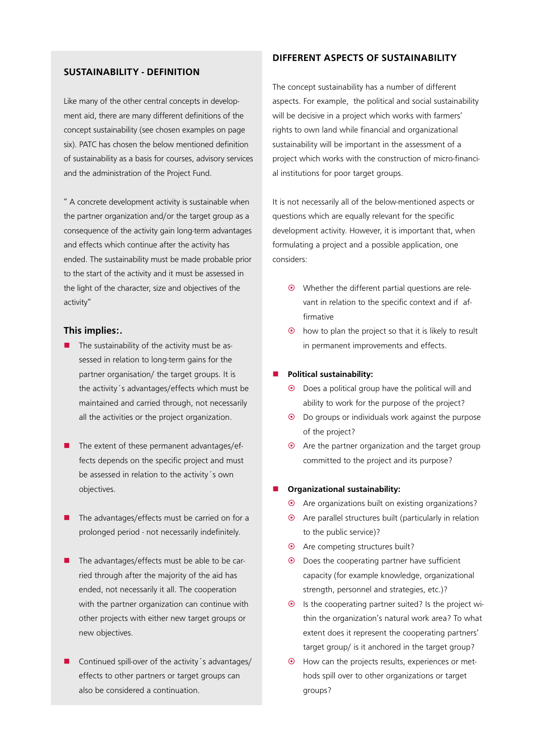## SUSTAINABILITY - DEFINITION

Like many of the other central concepts in development aid, there are many different definitions of the concept sustainability (see chosen examples on page six). PATC has chosen the below mentioned definition of sustainability as a basis for courses, advisory services and the administration of the Project Fund.

" A concrete development activity is sustainable when the partner organization and/or the target group as a consequence of the activity gain long-term advantages and effects which continue after the activity has ended. The sustainability must be made probable prior to the start of the activity and it must be assessed in the light of the character, size and objectives of the activity"

### This implies:.

- The sustainability of the activity must be assessed in relation to long-term gains for the partner organisation/ the target groups. It is the activity´s advantages/effects which must be maintained and carried through, not necessarily all the activities or the project organization.
- The extent of these permanent advantages/effects depends on the specific project and must be assessed in relation to the activity´s own objectives.
- The advantages/effects must be carried on for a prolonged period - not necessarily indefinitely.
- The advantages/effects must be able to be carried through after the majority of the aid has ended, not necessarily it all. The cooperation with the partner organization can continue with other projects with either new target groups or new objectives.
- Continued spill-over of the activity´s advantages/effects to other partners or target groups can also be considered a continuation.

## DIFFERENT ASPECTS OF SUSTAINABILITY

The concept sustainability has a number of different aspects. For example, the political and social sustainability will be decisive in a project which works with farmers' rights to own land while financial and organizational sustainability will be important in the assessment of a project which works with the construction of micro-financial institutions for poor target groups.

It is not necessarily all of the below-mentioned aspects or questions which are equally relevant for the specific development activity. However, it is important that, when formulating a project and a possible application, one considers:

- Whether the different partial questions are relevant in relation to the specific context and if affirmative
- how to plan the project so that it is likely to result in permanent improvements and effects.

- **Political sustainability:**
  - Does a political group have the political will and ability to work for the purpose of the project?
  - Do groups or individuals work against the purpose of the project?
  - Are the partner organization and the target group committed to the project and its purpose?

- **Organizational sustainability:**
  - Are organizations built on existing organizations?
  - Are parallel structures built (particularly in relation to the public service)?
  - Are competing structures built?
  - Does the cooperating partner have sufficient capacity (for example knowledge, organizational strength, personnel and strategies, etc.)?
  - Is the cooperating partner suited? Is the project within the organization's natural work area? To what extent does it represent the cooperating partners' target group/ is it anchored in the target group?
  - How can the projects results, experiences or methods spill over to other organizations or target groups?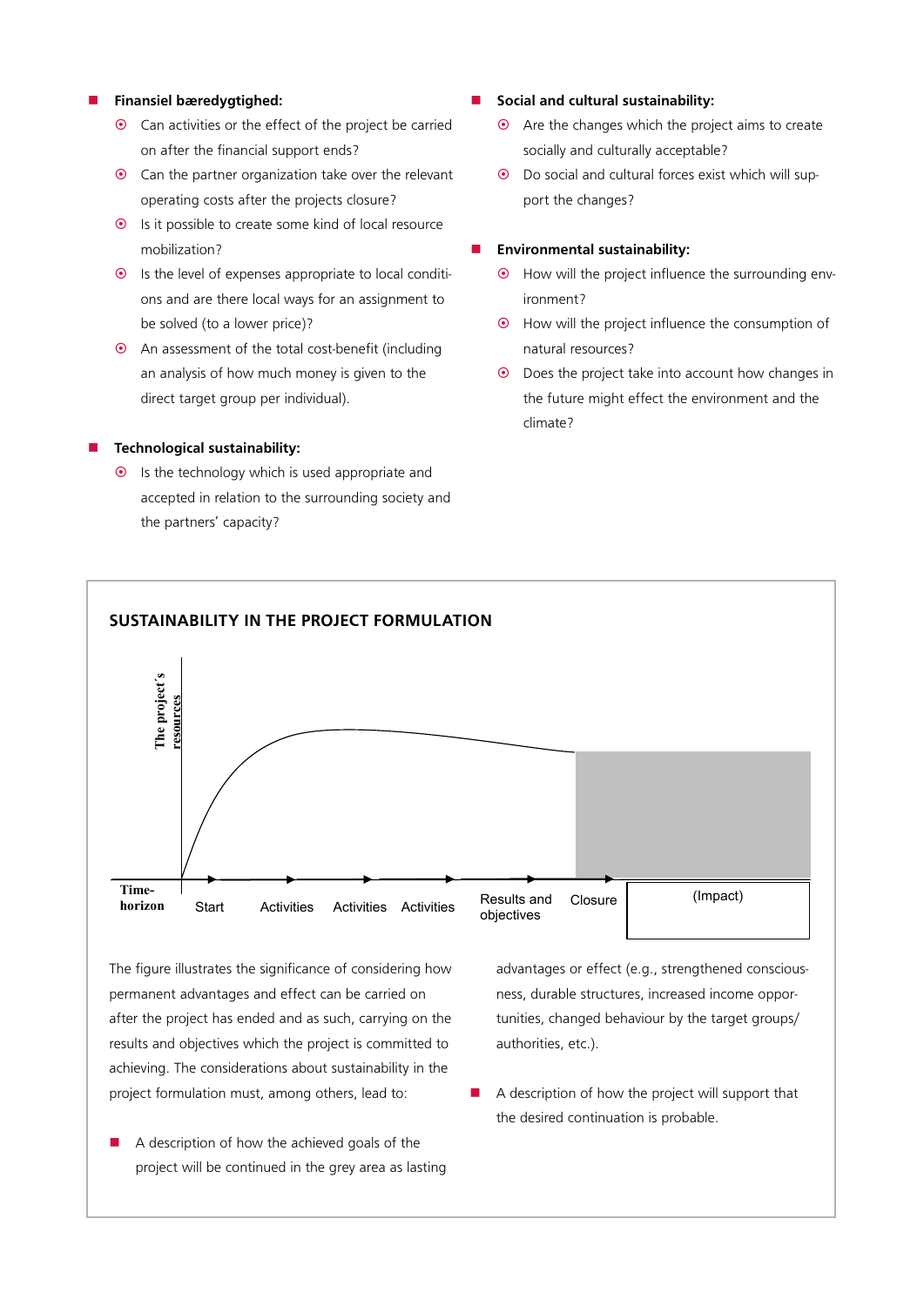- **Finansiel bæredygtighed:**
  - Can activities or the effect of the project be carried on after the financial support ends?
  - Can the partner organization take over the relevant operating costs after the projects closure?
  - Is it possible to create some kind of local resource mobilization?
  - Is the level of expenses appropriate to local conditions and are there local ways for an assignment to be solved (to a lower price)?
  - An assessment of the total cost-benefit (including an analysis of how much money is given to the direct target group per individual).

- **Technological sustainability:**
  - Is the technology which is used appropriate and accepted in relation to the surrounding society and the partners' capacity?

- **Social and cultural sustainability:**
  - Are the changes which the project aims to create socially and culturally acceptable?
  - Do social and cultural forces exist which will support the changes?

- **Environmental sustainability:**
  - How will the project influence the surrounding environment?
  - How will the project influence the consumption of natural resources?
  - Does the project take into account how changes in the future might effect the environment and the climate?

## SUSTAINABILITY IN THE PROJECT FORMULATION

The project's resources

Time-horizon | Start | Activities | Activities | Activities | Results and objectives | Closure | (Impact)

The figure illustrates the significance of considering how permanent advantages and effect can be carried on after the project has ended and as such, carrying on the results and objectives which the project is committed to achieving. The considerations about sustainability in the project formulation must, among others, lead to:

- A description of how the achieved goals of the project will be continued in the grey area as lasting advantages or effect (e.g., strengthened consciousness, durable structures, increased income opportunities, changed behaviour by the target groups/ authorities, etc.).
- A description of how the project will support that the desired continuation is probable.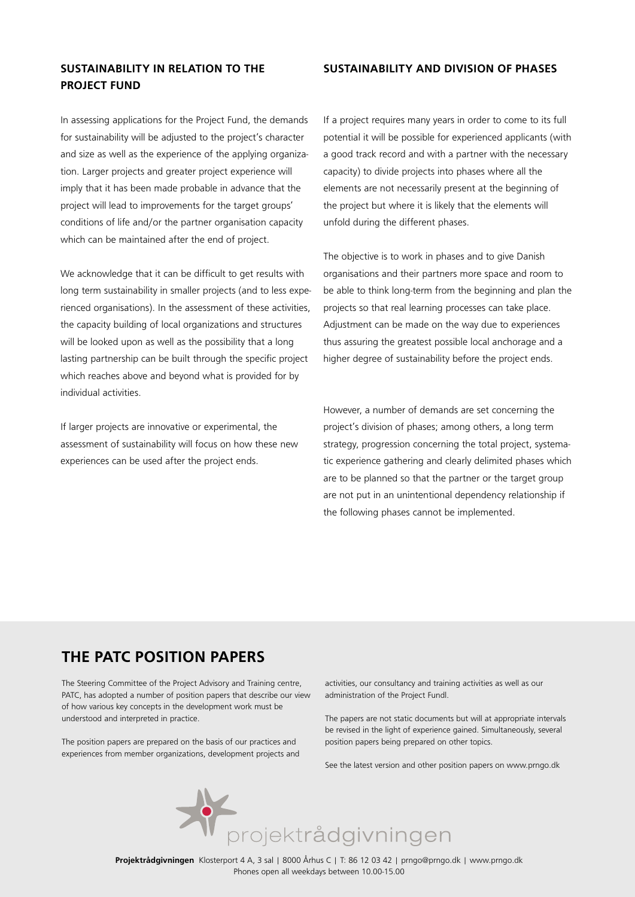## SUSTAINABILITY IN RELATION TO THE PROJECT FUND

In assessing applications for the Project Fund, the demands for sustainability will be adjusted to the project's character and size as well as the experience of the applying organization. Larger projects and greater project experience will imply that it has been made probable in advance that the project will lead to improvements for the target groups' conditions of life and/or the partner organisation capacity which can be maintained after the end of project.

We acknowledge that it can be difficult to get results with long term sustainability in smaller projects (and to less experienced organisations). In the assessment of these activities, the capacity building of local organizations and structures will be looked upon as well as the possibility that a long lasting partnership can be built through the specific project which reaches above and beyond what is provided for by individual activities.

If larger projects are innovative or experimental, the assessment of sustainability will focus on how these new experiences can be used after the project ends.

## SUSTAINABILITY AND DIVISION OF PHASES

If a project requires many years in order to come to its full potential it will be possible for experienced applicants (with a good track record and with a partner with the necessary capacity) to divide projects into phases where all the elements are not necessarily present at the beginning of the project but where it is likely that the elements will unfold during the different phases.

The objective is to work in phases and to give Danish organisations and their partners more space and room to be able to think long-term from the beginning and plan the projects so that real learning processes can take place. Adjustment can be made on the way due to experiences thus assuring the greatest possible local anchorage and a higher degree of sustainability before the project ends.

However, a number of demands are set concerning the project's division of phases; among others, a long term strategy, progression concerning the total project, systematic experience gathering and clearly delimited phases which are to be planned so that the partner or the target group are not put in an unintentional dependency relationship if the following phases cannot be implemented.

## THE PATC POSITION PAPERS

The Steering Committee of the Project Advisory and Training centre, PATC, has adopted a number of position papers that describe our view of how various key concepts in the development work must be understood and interpreted in practice.

The position papers are prepared on the basis of our practices and experiences from member organizations, development projects and activities, our consultancy and training activities as well as our administration of the Project Fundl.

The papers are not static documents but will at appropriate intervals be revised in the light of experience gained. Simultaneously, several position papers being prepared on other topics.

See the latest version and other position papers on www.prngo.dk

projektrådgivningen

**Projektrådgivningen** Klosterport 4 A, 3 sal | 8000 Århus C | T: 86 12 03 42 | prngo@prngo.dk | www.prngo.dk
Phones open all weekdays between 10.00-15.00